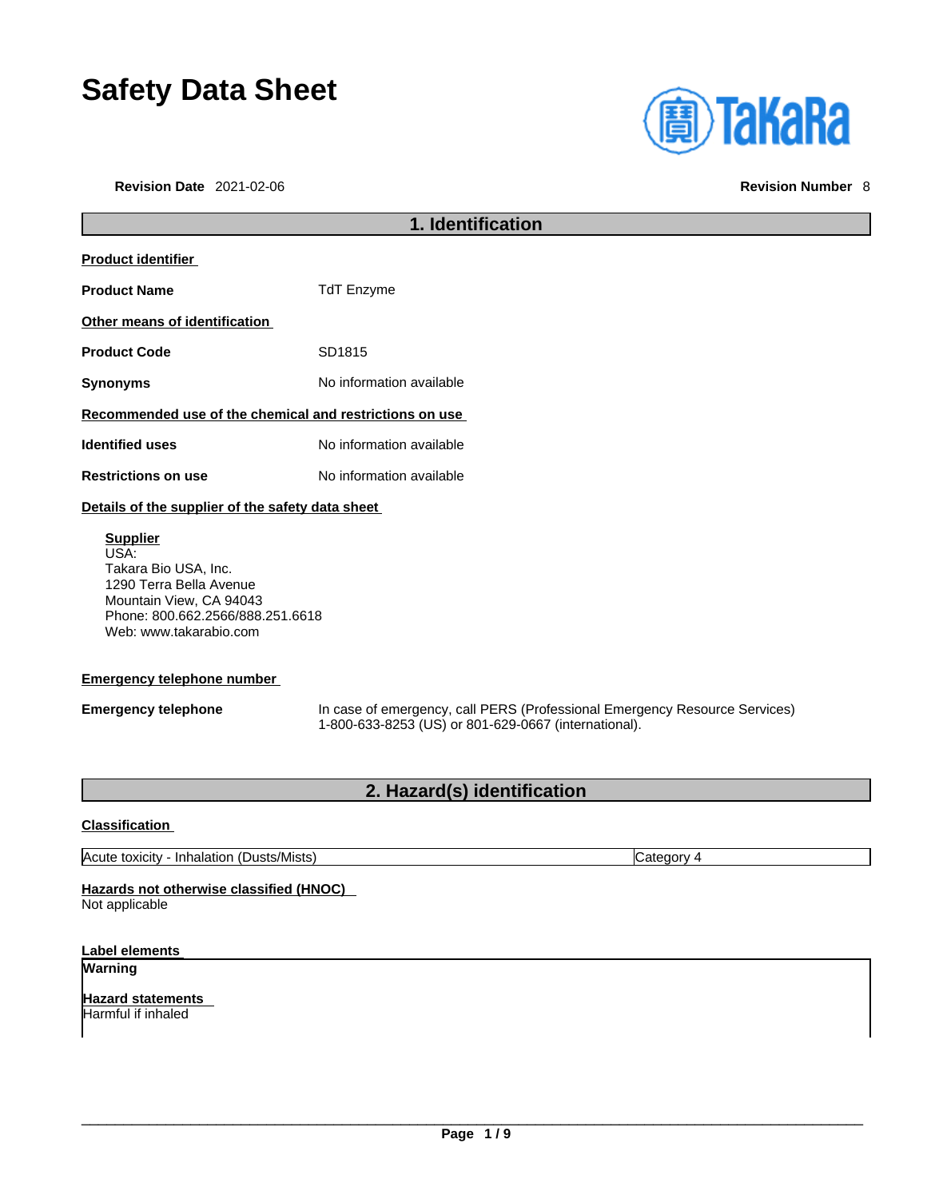# Safety Data Sheet

**Revision Date** 2021-02-06 **Revision Number** 8

## 1. Identification

**Product identifier**

**Product Name** TdT Enzyme

**Other means of identification**

**Product Code** SD1815

**Synonyms** No information available

**Recommended use of the chemical and restrictions on use**

**Identified uses** No information available

**Restrictions on use** No information available

**Details of the supplier of the safety data sheet**

**Supplier**
USA:
Takara Bio USA, Inc.
1290 Terra Bella Avenue
Mountain View, CA 94043
Phone: 800.662.2566/888.251.6618
Web: www.takarabio.com

**Emergency telephone number**

**Emergency telephone** In case of emergency, call PERS (Professional Emergency Resource Services) 1-800-633-8253 (US) or 801-629-0667 (international).

## 2. Hazard(s) identification

**Classification**

| Acute toxicity - Inhalation (Dusts/Mists) | Category 4 |
|---|---|

**Hazards not otherwise classified (HNOC)**
Not applicable

**Label elements**

**Warning**

**Hazard statements**
Harmful if inhaled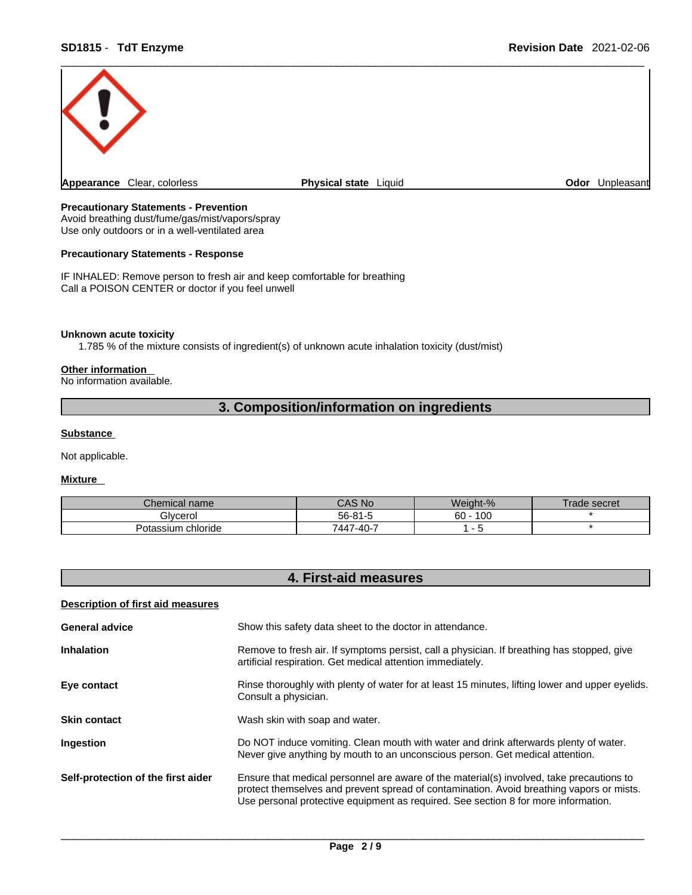**Appearance** Clear, colorless **Physical state** Liquid **Odor** Unpleasant

**Precautionary Statements - Prevention**
Avoid breathing dust/fume/gas/mist/vapors/spray
Use only outdoors or in a well-ventilated area

**Precautionary Statements - Response**

IF INHALED: Remove person to fresh air and keep comfortable for breathing
Call a POISON CENTER or doctor if you feel unwell

**Unknown acute toxicity**
1.785 % of the mixture consists of ingredient(s) of unknown acute inhalation toxicity (dust/mist)

**Other information**
No information available.

## 3. Composition/information on ingredients

**Substance**

Not applicable.

**Mixture**

| Chemical name | CAS No | Weight-% | Trade secret |
|---|---|---|---|
| Glycerol | 56-81-5 | 60 - 100 | * |
| Potassium chloride | 7447-40-7 | 1 - 5 | * |

## 4. First-aid measures

**Description of first aid measures**

**General advice** Show this safety data sheet to the doctor in attendance.

**Inhalation** Remove to fresh air. If symptoms persist, call a physician. If breathing has stopped, give artificial respiration. Get medical attention immediately.

**Eye contact** Rinse thoroughly with plenty of water for at least 15 minutes, lifting lower and upper eyelids. Consult a physician.

**Skin contact** Wash skin with soap and water.

**Ingestion** Do NOT induce vomiting. Clean mouth with water and drink afterwards plenty of water. Never give anything by mouth to an unconscious person. Get medical attention.

**Self-protection of the first aider** Ensure that medical personnel are aware of the material(s) involved, take precautions to protect themselves and prevent spread of contamination. Avoid breathing vapors or mists. Use personal protective equipment as required. See section 8 for more information.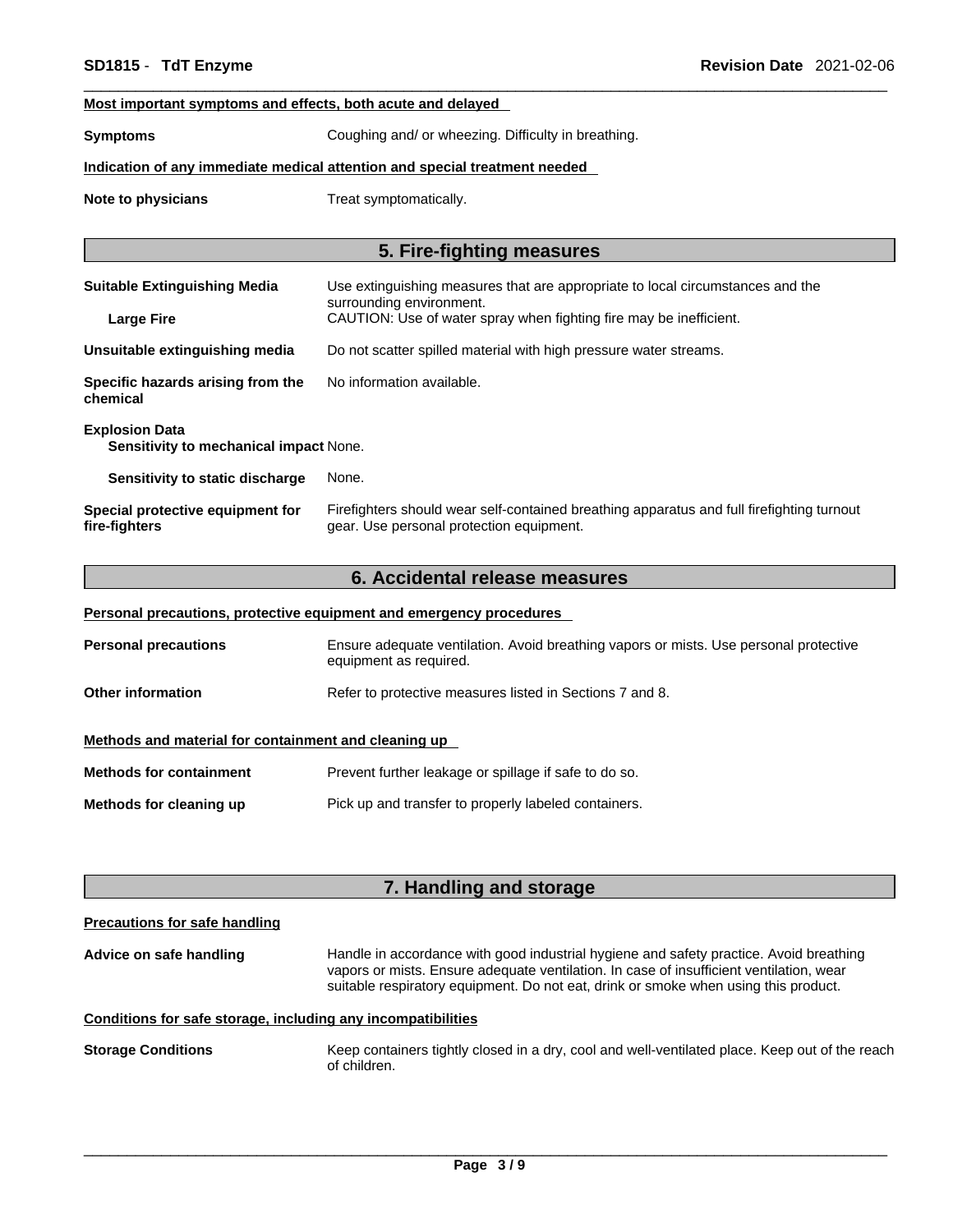**Most important symptoms and effects, both acute and delayed**

**Symptoms** Coughing and/ or wheezing. Difficulty in breathing.

**Indication of any immediate medical attention and special treatment needed**

**Note to physicians** Treat symptomatically.

## 5. Fire-fighting measures

**Suitable Extinguishing Media** Use extinguishing measures that are appropriate to local circumstances and the surrounding environment.

**Large Fire** CAUTION: Use of water spray when fighting fire may be inefficient.

**Unsuitable extinguishing media** Do not scatter spilled material with high pressure water streams.

**Specific hazards arising from the chemical** No information available.

**Explosion Data**

**Sensitivity to mechanical impact** None.

**Sensitivity to static discharge** None.

**Special protective equipment for fire-fighters** Firefighters should wear self-contained breathing apparatus and full firefighting turnout gear. Use personal protection equipment.

## 6. Accidental release measures

**Personal precautions, protective equipment and emergency procedures**

**Personal precautions** Ensure adequate ventilation. Avoid breathing vapors or mists. Use personal protective equipment as required.

**Other information** Refer to protective measures listed in Sections 7 and 8.

**Methods and material for containment and cleaning up**

**Methods for containment** Prevent further leakage or spillage if safe to do so.

**Methods for cleaning up** Pick up and transfer to properly labeled containers.

## 7. Handling and storage

**Precautions for safe handling**

**Advice on safe handling** Handle in accordance with good industrial hygiene and safety practice. Avoid breathing vapors or mists. Ensure adequate ventilation. In case of insufficient ventilation, wear suitable respiratory equipment. Do not eat, drink or smoke when using this product.

**Conditions for safe storage, including any incompatibilities**

**Storage Conditions** Keep containers tightly closed in a dry, cool and well-ventilated place. Keep out of the reach of children.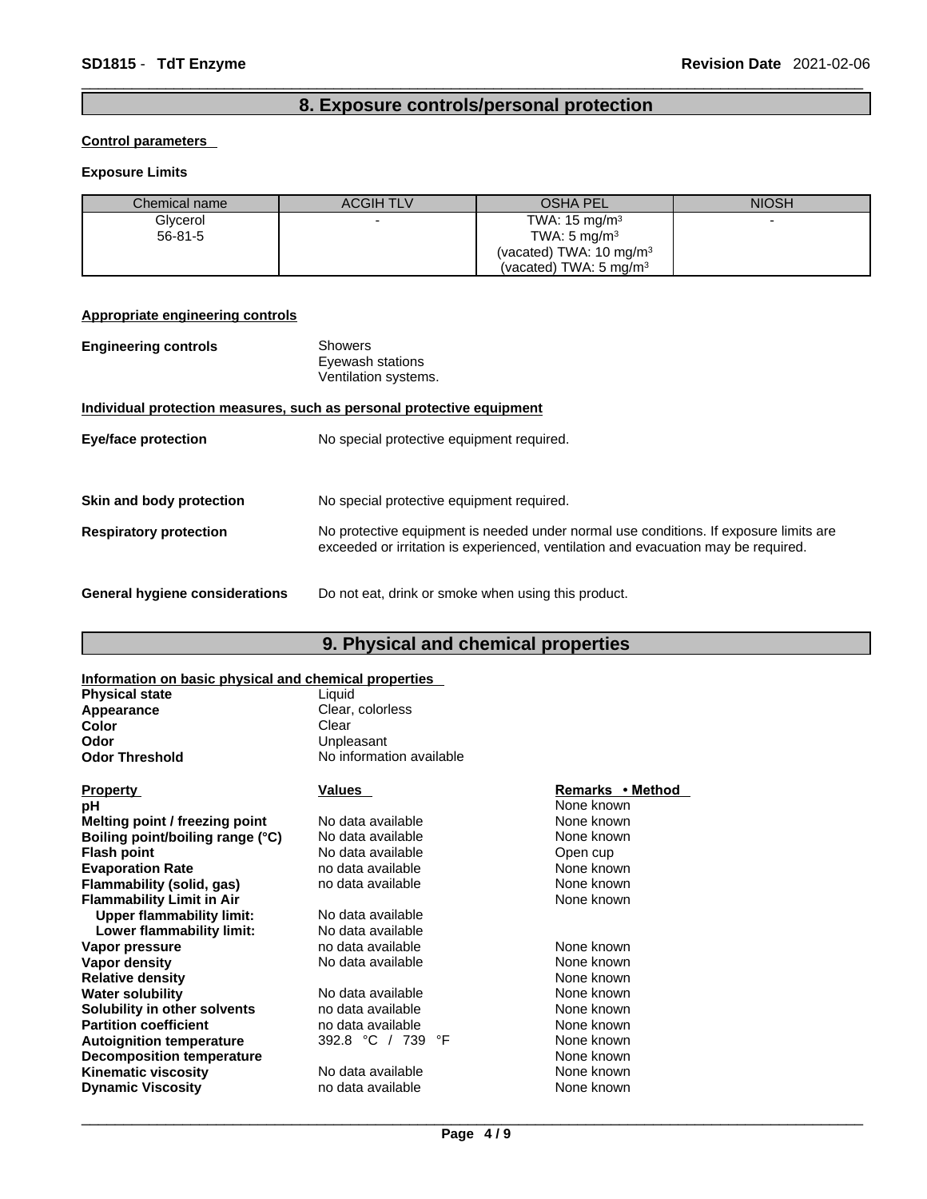## 8. Exposure controls/personal protection

**Control parameters**

**Exposure Limits**

| Chemical name | ACGIH TLV | OSHA PEL | NIOSH |
|---|---|---|---|
| Glycerol<br>56-81-5 | - | TWA: 15 mg/m³<br>TWA: 5 mg/m³<br>(vacated) TWA: 10 mg/m³<br>(vacated) TWA: 5 mg/m³ | - |

**Appropriate engineering controls**

**Engineering controls** Showers
Eyewash stations
Ventilation systems.

**Individual protection measures, such as personal protective equipment**

**Eye/face protection** No special protective equipment required.

**Skin and body protection** No special protective equipment required.

**Respiratory protection** No protective equipment is needed under normal use conditions. If exposure limits are exceeded or irritation is experienced, ventilation and evacuation may be required.

**General hygiene considerations** Do not eat, drink or smoke when using this product.

## 9. Physical and chemical properties

**Information on basic physical and chemical properties**

| | |
|---|---|
| **Physical state** | Liquid |
| **Appearance** | Clear, colorless |
| **Color** | Clear |
| **Odor** | Unpleasant |
| **Odor Threshold** | No information available |

| Property | Values | Remarks • Method |
|---|---|---|
| **pH** | | None known |
| **Melting point / freezing point** | No data available | None known |
| **Boiling point/boiling range (°C)** | No data available | None known |
| **Flash point** | No data available | Open cup |
| **Evaporation Rate** | no data available | None known |
| **Flammability (solid, gas)** | no data available | None known |
| **Flammability Limit in Air** | | None known |
| **Upper flammability limit:** | No data available | |
| **Lower flammability limit:** | No data available | |
| **Vapor pressure** | no data available | None known |
| **Vapor density** | No data available | None known |
| **Relative density** | | None known |
| **Water solubility** | No data available | None known |
| **Solubility in other solvents** | no data available | None known |
| **Partition coefficient** | no data available | None known |
| **Autoignition temperature** | 392.8 °C / 739 °F | None known |
| **Decomposition temperature** | | None known |
| **Kinematic viscosity** | No data available | None known |
| **Dynamic Viscosity** | no data available | None known |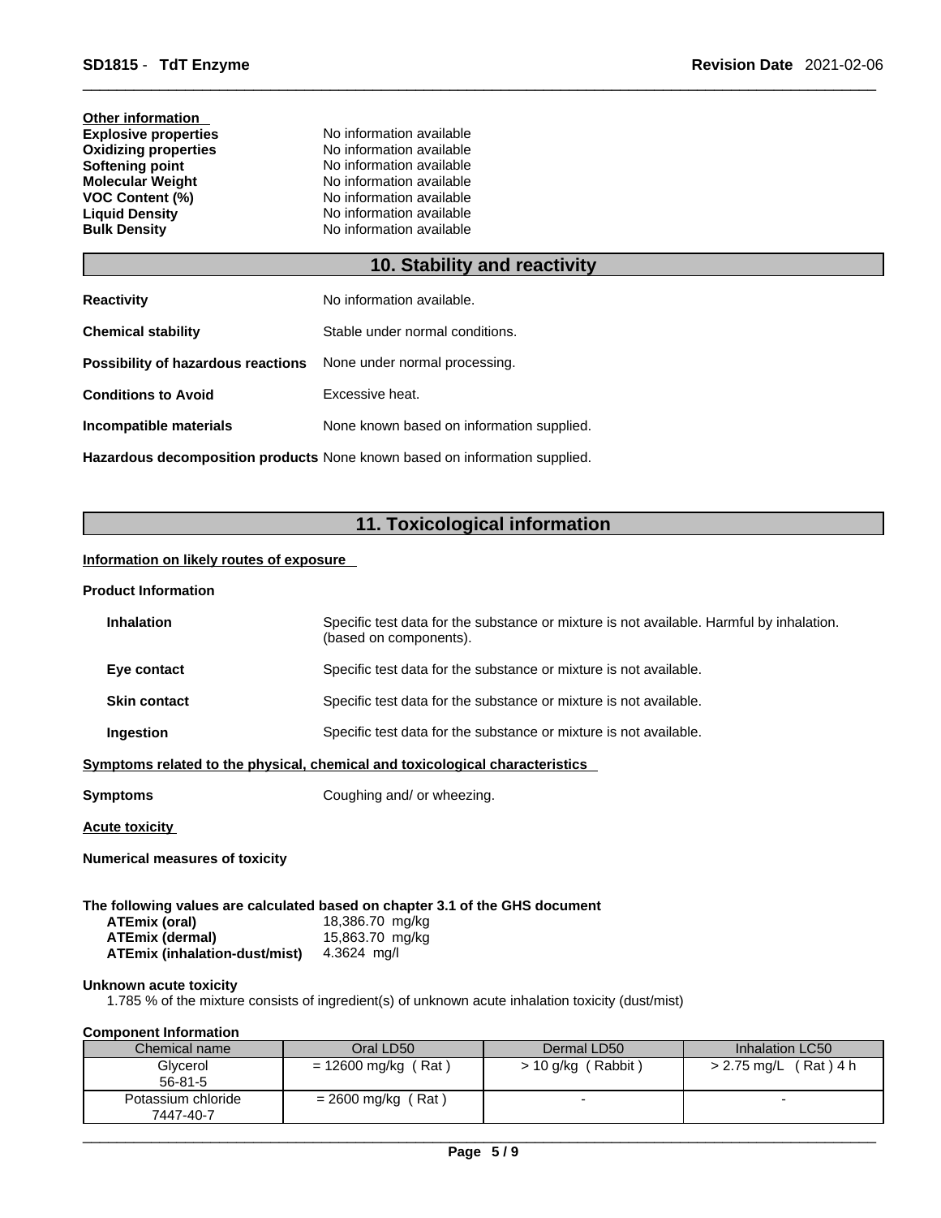**Other information**

| | |
|---|---|
| **Explosive properties** | No information available |
| **Oxidizing properties** | No information available |
| **Softening point** | No information available |
| **Molecular Weight** | No information available |
| **VOC Content (%)** | No information available |
| **Liquid Density** | No information available |
| **Bulk Density** | No information available |

## 10. Stability and reactivity

**Reactivity** No information available.

**Chemical stability** Stable under normal conditions.

**Possibility of hazardous reactions** None under normal processing.

**Conditions to Avoid** Excessive heat.

**Incompatible materials** None known based on information supplied.

**Hazardous decomposition products** None known based on information supplied.

## 11. Toxicological information

**Information on likely routes of exposure**

**Product Information**

**Inhalation** Specific test data for the substance or mixture is not available. Harmful by inhalation. (based on components).

**Eye contact** Specific test data for the substance or mixture is not available.

**Skin contact** Specific test data for the substance or mixture is not available.

**Ingestion** Specific test data for the substance or mixture is not available.

**Symptoms related to the physical, chemical and toxicological characteristics**

**Symptoms** Coughing and/ or wheezing.

**Acute toxicity**

**Numerical measures of toxicity**

**The following values are calculated based on chapter 3.1 of the GHS document**

| | |
|---|---|
| **ATEmix (oral)** | 18,386.70 mg/kg |
| **ATEmix (dermal)** | 15,863.70 mg/kg |
| **ATEmix (inhalation-dust/mist)** | 4.3624 mg/l |

**Unknown acute toxicity**

1.785 % of the mixture consists of ingredient(s) of unknown acute inhalation toxicity (dust/mist)

**Component Information**

| Chemical name | Oral LD50 | Dermal LD50 | Inhalation LC50 |
|---|---|---|---|
| Glycerol<br>56-81-5 | = 12600 mg/kg ( Rat ) | > 10 g/kg ( Rabbit ) | > 2.75 mg/L ( Rat ) 4 h |
| Potassium chloride<br>7447-40-7 | = 2600 mg/kg ( Rat ) | - | - |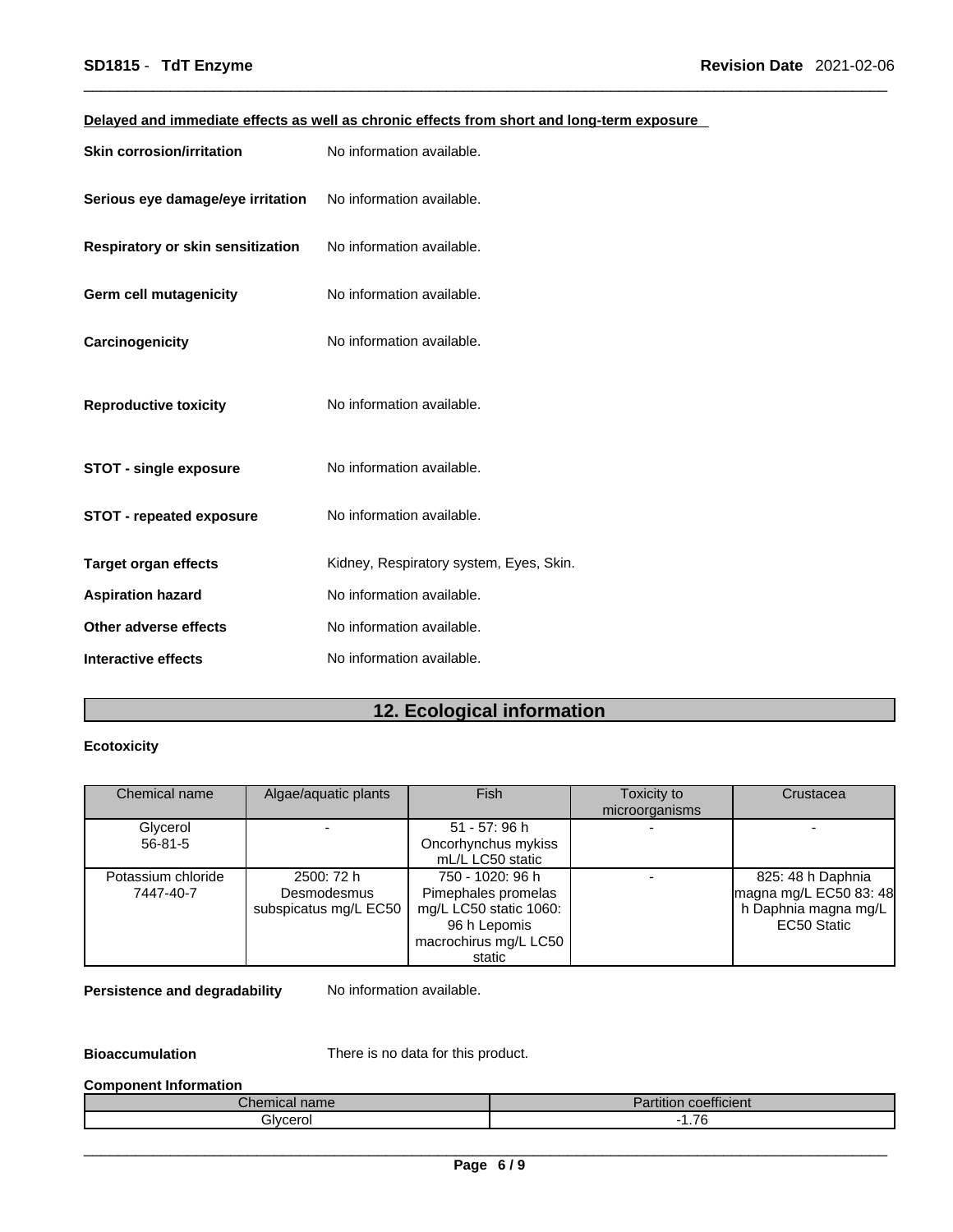**Delayed and immediate effects as well as chronic effects from short and long-term exposure**

**Skin corrosion/irritation** No information available.

**Serious eye damage/eye irritation** No information available.

**Respiratory or skin sensitization** No information available.

**Germ cell mutagenicity** No information available.

**Carcinogenicity** No information available.

**Reproductive toxicity** No information available.

**STOT - single exposure** No information available.

**STOT - repeated exposure** No information available.

**Target organ effects** Kidney, Respiratory system, Eyes, Skin.

**Aspiration hazard** No information available.

**Other adverse effects** No information available.

**Interactive effects** No information available.

# 12. Ecological information

**Ecotoxicity**

| Chemical name | Algae/aquatic plants | Fish | Toxicity to microorganisms | Crustacea |
|---|---|---|---|---|
| Glycerol 56-81-5 | - | 51 - 57: 96 h Oncorhynchus mykiss mL/L LC50 static | - | - |
| Potassium chloride 7447-40-7 | 2500: 72 h Desmodesmus subspicatus mg/L EC50 | 750 - 1020: 96 h Pimephales promelas mg/L LC50 static 1060: 96 h Lepomis macrochirus mg/L LC50 static | - | 825: 48 h Daphnia magna mg/L EC50 83: 48 h Daphnia magna mg/L EC50 Static |

**Persistence and degradability** No information available.

**Bioaccumulation** There is no data for this product.

**Component Information**

| Chemical name | Partition coefficient |
|---|---|
| Glycerol | -1.76 |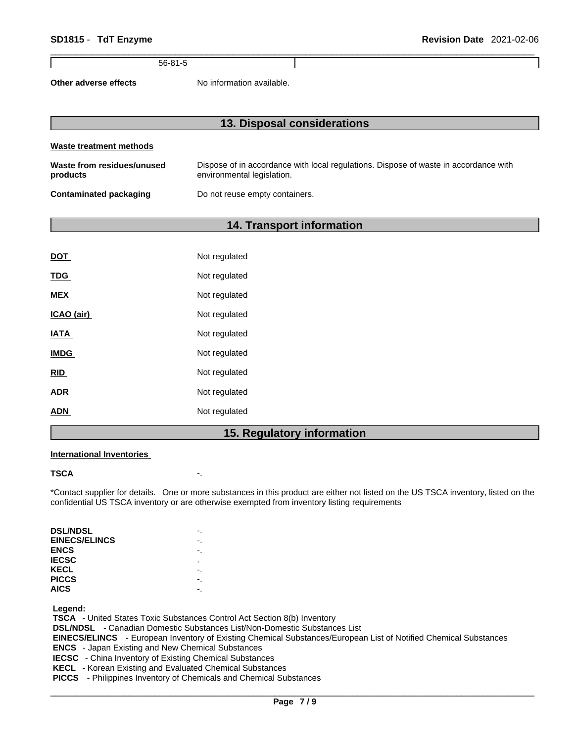| 56-81-5 | |
|---|---|

**Other adverse effects** No information available.

## 13. Disposal considerations

**Waste treatment methods**

**Waste from residues/unused products** Dispose of in accordance with local regulations. Dispose of waste in accordance with environmental legislation.

**Contaminated packaging** Do not reuse empty containers.

## 14. Transport information

| | |
|---|---|
| **DOT** | Not regulated |
| **TDG** | Not regulated |
| **MEX** | Not regulated |
| **ICAO (air)** | Not regulated |
| **IATA** | Not regulated |
| **IMDG** | Not regulated |
| **RID** | Not regulated |
| **ADR** | Not regulated |
| **ADN** | Not regulated |

## 15. Regulatory information

**International Inventories**

**TSCA** -.

*Contact supplier for details. One or more substances in this product are either not listed on the US TSCA inventory, listed on the confidential US TSCA inventory or are otherwise exempted from inventory listing requirements

| | |
|---|---|
| **DSL/NDSL** | -. |
| **EINECS/ELINCS** | -. |
| **ENCS** | -. |
| **IECSC** | . |
| **KECL** | -. |
| **PICCS** | -. |
| **AICS** | -. |

**Legend:**
**TSCA** - United States Toxic Substances Control Act Section 8(b) Inventory
**DSL/NDSL** - Canadian Domestic Substances List/Non-Domestic Substances List
**EINECS/ELINCS** - European Inventory of Existing Chemical Substances/European List of Notified Chemical Substances
**ENCS** - Japan Existing and New Chemical Substances
**IECSC** - China Inventory of Existing Chemical Substances
**KECL** - Korean Existing and Evaluated Chemical Substances
**PICCS** - Philippines Inventory of Chemicals and Chemical Substances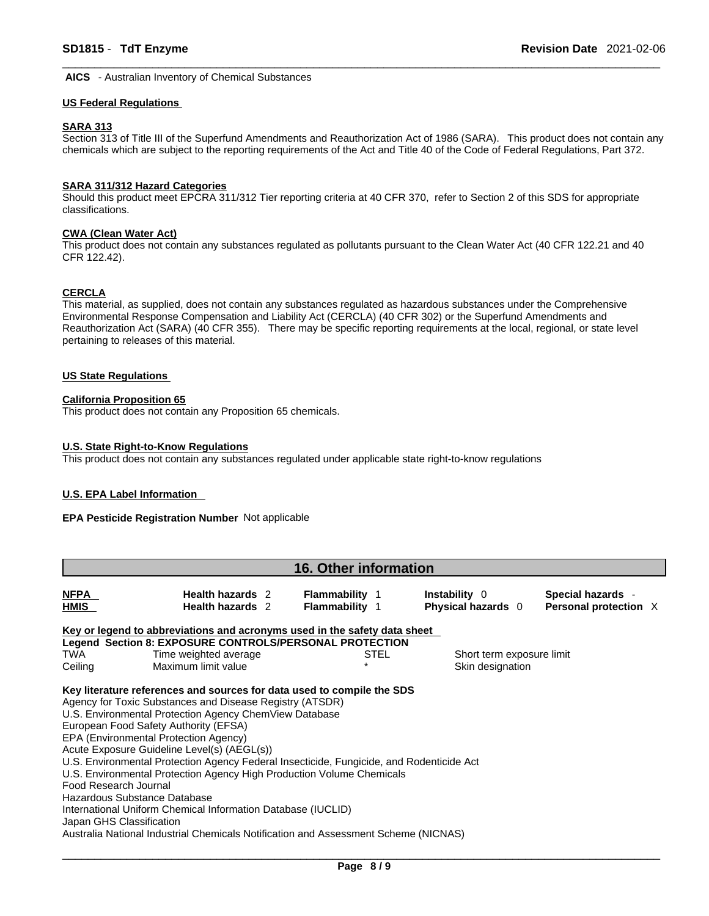**AICS** - Australian Inventory of Chemical Substances

**US Federal Regulations**

**SARA 313**

Section 313 of Title III of the Superfund Amendments and Reauthorization Act of 1986 (SARA). This product does not contain any chemicals which are subject to the reporting requirements of the Act and Title 40 of the Code of Federal Regulations, Part 372.

**SARA 311/312 Hazard Categories**

Should this product meet EPCRA 311/312 Tier reporting criteria at 40 CFR 370, refer to Section 2 of this SDS for appropriate classifications.

**CWA (Clean Water Act)**

This product does not contain any substances regulated as pollutants pursuant to the Clean Water Act (40 CFR 122.21 and 40 CFR 122.42).

**CERCLA**

This material, as supplied, does not contain any substances regulated as hazardous substances under the Comprehensive Environmental Response Compensation and Liability Act (CERCLA) (40 CFR 302) or the Superfund Amendments and Reauthorization Act (SARA) (40 CFR 355). There may be specific reporting requirements at the local, regional, or state level pertaining to releases of this material.

**US State Regulations**

**California Proposition 65**

This product does not contain any Proposition 65 chemicals.

**U.S. State Right-to-Know Regulations**

This product does not contain any substances regulated under applicable state right-to-know regulations

**U.S. EPA Label Information**

**EPA Pesticide Registration Number** Not applicable

## 16. Other information

| | | | | |
|---|---|---|---|---|
| **NFPA** | **Health hazards** 2 | **Flammability** 1 | **Instability** 0 | **Special hazards** - |
| **HMIS** | **Health hazards** 2 | **Flammability** 1 | **Physical hazards** 0 | **Personal protection** X |

**Key or legend to abbreviations and acronyms used in the safety data sheet**

**Legend Section 8: EXPOSURE CONTROLS/PERSONAL PROTECTION**

| | | | |
|---|---|---|---|
| TWA | Time weighted average | STEL | Short term exposure limit |
| Ceiling | Maximum limit value | * | Skin designation |

**Key literature references and sources for data used to compile the SDS**

Agency for Toxic Substances and Disease Registry (ATSDR)
U.S. Environmental Protection Agency ChemView Database
European Food Safety Authority (EFSA)
EPA (Environmental Protection Agency)
Acute Exposure Guideline Level(s) (AEGL(s))
U.S. Environmental Protection Agency Federal Insecticide, Fungicide, and Rodenticide Act
U.S. Environmental Protection Agency High Production Volume Chemicals
Food Research Journal
Hazardous Substance Database
International Uniform Chemical Information Database (IUCLID)
Japan GHS Classification
Australia National Industrial Chemicals Notification and Assessment Scheme (NICNAS)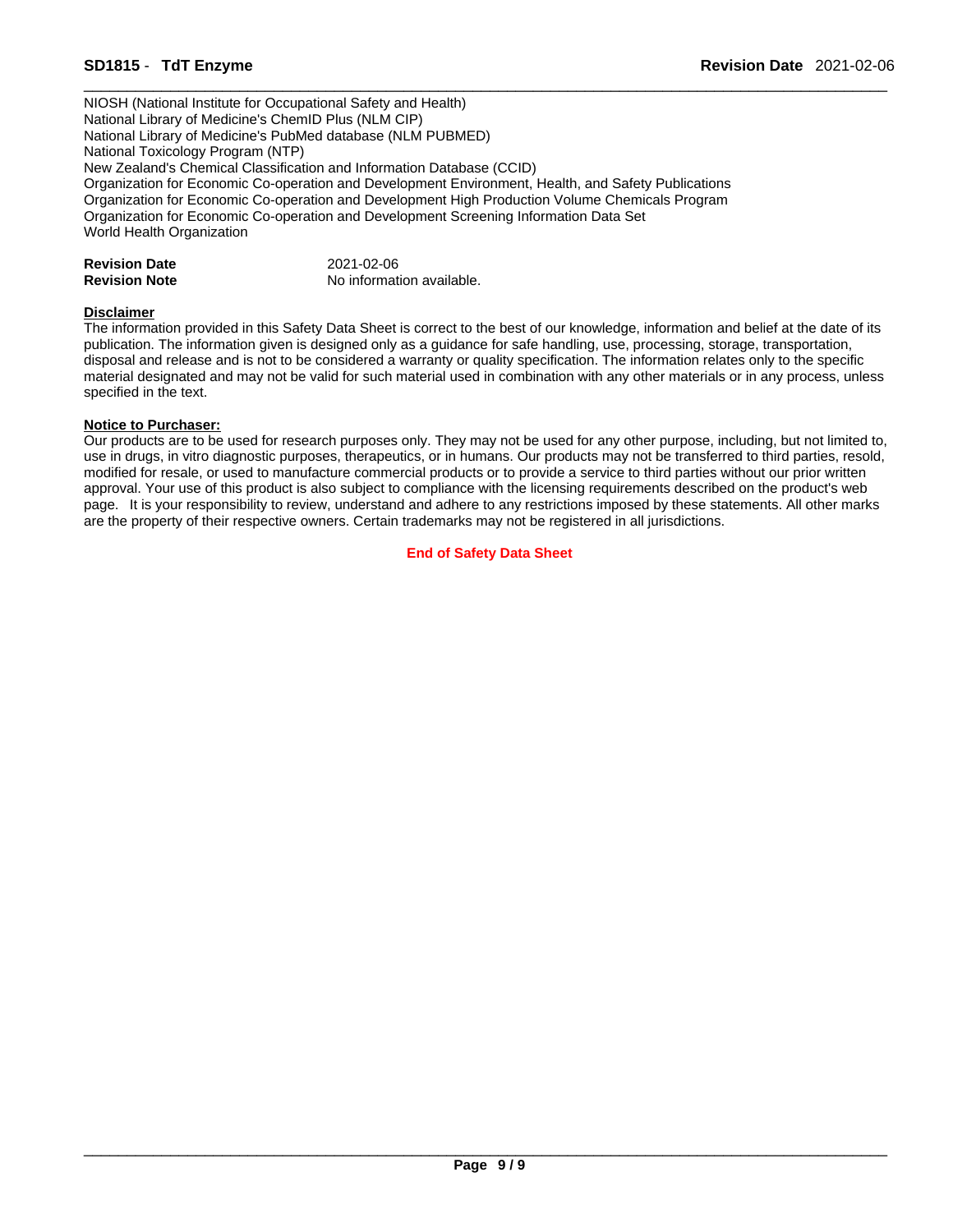NIOSH (National Institute for Occupational Safety and Health)
National Library of Medicine's ChemID Plus (NLM CIP)
National Library of Medicine's PubMed database (NLM PUBMED)
National Toxicology Program (NTP)
New Zealand's Chemical Classification and Information Database (CCID)
Organization for Economic Co-operation and Development Environment, Health, and Safety Publications
Organization for Economic Co-operation and Development High Production Volume Chemicals Program
Organization for Economic Co-operation and Development Screening Information Data Set
World Health Organization

| | |
|---|---|
| **Revision Date** | 2021-02-06 |
| **Revision Note** | No information available. |

**Disclaimer**

The information provided in this Safety Data Sheet is correct to the best of our knowledge, information and belief at the date of its publication. The information given is designed only as a guidance for safe handling, use, processing, storage, transportation, disposal and release and is not to be considered a warranty or quality specification. The information relates only to the specific material designated and may not be valid for such material used in combination with any other materials or in any process, unless specified in the text.

**Notice to Purchaser:**

Our products are to be used for research purposes only. They may not be used for any other purpose, including, but not limited to, use in drugs, in vitro diagnostic purposes, therapeutics, or in humans. Our products may not be transferred to third parties, resold, modified for resale, or used to manufacture commercial products or to provide a service to third parties without our prior written approval. Your use of this product is also subject to compliance with the licensing requirements described on the product's web page. It is your responsibility to review, understand and adhere to any restrictions imposed by these statements. All other marks are the property of their respective owners. Certain trademarks may not be registered in all jurisdictions.

**End of Safety Data Sheet**